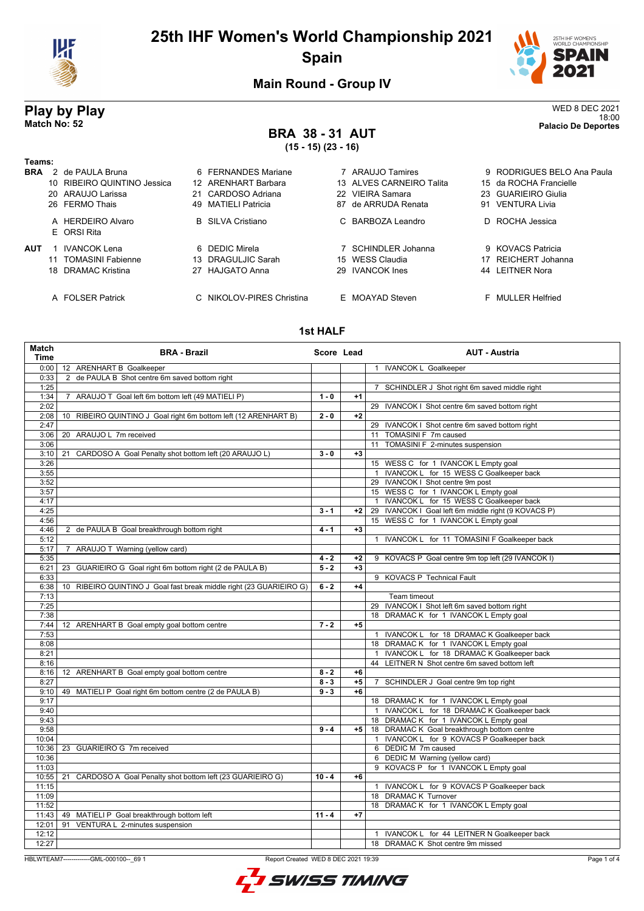# 25th IHF Women's World Championship 2021

## Spain

### Main Round - Group IV

## Play by Play

**Match No: 52**

WED 8 DEC 2021
18:00
**Palacio De Deportes**

## BRA 38 - 31 AUT

**(15 - 15) (23 - 16)**

**Teams:**

**BRA**
- 2 de PAULA Bruna
- 6 FERNANDES Mariane
- 7 ARAUJO Tamires
- 9 RODRIGUES BELO Ana Paula
- 10 RIBEIRO QUINTINO Jessica
- 12 ARENHART Barbara
- 13 ALVES CARNEIRO Talita
- 15 da ROCHA Francielle
- 20 ARAUJO Larissa
- 21 CARDOSO Adriana
- 22 VIEIRA Samara
- 23 GUARIEIRO Giulia
- 26 FERMO Thais
- 49 MATIELI Patricia
- 87 de ARRUDA Renata
- 91 VENTURA Livia
- A HERDEIRO Alvaro
- B SILVA Cristiano
- C BARBOZA Leandro
- D ROCHA Jessica
- E ORSI Rita

**AUT**
- 1 IVANCOK Lena
- 6 DEDIC Mirela
- 7 SCHINDLER Johanna
- 9 KOVACS Patricia
- 11 TOMASINI Fabienne
- 13 DRAGULJIC Sarah
- 15 WESS Claudia
- 17 REICHERT Johanna
- 18 DRAMAC Kristina
- 27 HAJGATO Anna
- 29 IVANCOK Ines
- 44 LEITNER Nora
- A FOLSER Patrick
- C NIKOLOV-PIRES Christina
- E MOAYAD Steven
- F MULLER Helfried

### 1st HALF

| Match Time | BRA - Brazil | Score | Lead | AUT - Austria |
|---|---|---|---|---|
| 0:00 | 12 ARENHART B Goalkeeper | | | 1 IVANCOK L Goalkeeper |
| 0:33 | 2 de PAULA B Shot centre 6m saved bottom right | | | |
| 1:25 | | | | 7 SCHINDLER J Shot right 6m saved middle right |
| 1:34 | 7 ARAUJO T Goal left 6m bottom left (49 MATIELI P) | 1 - 0 | +1 | |
| 2:02 | | | | 29 IVANCOK I Shot centre 6m saved bottom right |
| 2:08 | 10 RIBEIRO QUINTINO J Goal right 6m bottom left (12 ARENHART B) | 2 - 0 | +2 | |
| 2:47 | | | | 29 IVANCOK I Shot centre 6m saved bottom right |
| 3:06 | 20 ARAUJO L 7m received | | | 11 TOMASINI F 7m caused |
| 3:06 | | | | 11 TOMASINI F 2-minutes suspension |
| 3:10 | 21 CARDOSO A Goal Penalty shot bottom left (20 ARAUJO L) | 3 - 0 | +3 | |
| 3:26 | | | | 15 WESS C for 1 IVANCOK L Empty goal |
| 3:55 | | | | 1 IVANCOK L for 15 WESS C Goalkeeper back |
| 3:52 | | | | 29 IVANCOK I Shot centre 9m post |
| 3:57 | | | | 15 WESS C for 1 IVANCOK L Empty goal |
| 4:17 | | | | 1 IVANCOK L for 15 WESS C Goalkeeper back |
| 4:25 | | 3 - 1 | +2 | 29 IVANCOK I Goal left 6m middle right (9 KOVACS P) |
| 4:56 | | | | 15 WESS C for 1 IVANCOK L Empty goal |
| 4:46 | 2 de PAULA B Goal breakthrough bottom right | 4 - 1 | +3 | |
| 5:12 | | | | 1 IVANCOK L for 11 TOMASINI F Goalkeeper back |
| 5:17 | 7 ARAUJO T Warning (yellow card) | | | |
| 5:35 | | 4 - 2 | +2 | 9 KOVACS P Goal centre 9m top left (29 IVANCOK I) |
| 6:21 | 23 GUARIEIRO G Goal right 6m bottom right (2 de PAULA B) | 5 - 2 | +3 | |
| 6:33 | | | | 9 KOVACS P Technical Fault |
| 6:38 | 10 RIBEIRO QUINTINO J Goal fast break middle right (23 GUARIEIRO G) | 6 - 2 | +4 | |
| 7:13 | | | | Team timeout |
| 7:25 | | | | 29 IVANCOK I Shot left 6m saved bottom right |
| 7:38 | | | | 18 DRAMAC K for 1 IVANCOK L Empty goal |
| 7:44 | 12 ARENHART B Goal empty goal bottom centre | 7 - 2 | +5 | |
| 7:53 | | | | 1 IVANCOK L for 18 DRAMAC K Goalkeeper back |
| 8:08 | | | | 18 DRAMAC K for 1 IVANCOK L Empty goal |
| 8:21 | | | | 1 IVANCOK L for 18 DRAMAC K Goalkeeper back |
| 8:16 | | | | 44 LEITNER N Shot centre 6m saved bottom left |
| 8:16 | 12 ARENHART B Goal empty goal bottom centre | 8 - 2 | +6 | |
| 8:27 | | 8 - 3 | +5 | 7 SCHINDLER J Goal centre 9m top right |
| 9:10 | 49 MATIELI P Goal right 6m bottom centre (2 de PAULA B) | 9 - 3 | +6 | |
| 9:17 | | | | 18 DRAMAC K for 1 IVANCOK L Empty goal |
| 9:40 | | | | 1 IVANCOK L for 18 DRAMAC K Goalkeeper back |
| 9:43 | | | | 18 DRAMAC K for 1 IVANCOK L Empty goal |
| 9:58 | | 9 - 4 | +5 | 18 DRAMAC K Goal breakthrough bottom centre |
| 10:04 | | | | 1 IVANCOK L for 9 KOVACS P Goalkeeper back |
| 10:36 | 23 GUARIEIRO G 7m received | | | 6 DEDIC M 7m caused |
| 10:36 | | | | 6 DEDIC M Warning (yellow card) |
| 11:03 | | | | 9 KOVACS P for 1 IVANCOK L Empty goal |
| 10:55 | 21 CARDOSO A Goal Penalty shot bottom left (23 GUARIEIRO G) | 10 - 4 | +6 | |
| 11:15 | | | | 1 IVANCOK L for 9 KOVACS P Goalkeeper back |
| 11:09 | | | | 18 DRAMAC K Turnover |
| 11:52 | | | | 18 DRAMAC K for 1 IVANCOK L Empty goal |
| 11:43 | 49 MATIELI P Goal breakthrough bottom left | 11 - 4 | +7 | |
| 12:01 | 91 VENTURA L 2-minutes suspension | | | |
| 12:12 | | | | 1 IVANCOK L for 44 LEITNER N Goalkeeper back |
| 12:27 | | | | 18 DRAMAC K Shot centre 9m missed |

HBLWTEAM7--------------GML-000100--_69 1 Report Created WED 8 DEC 2021 19:39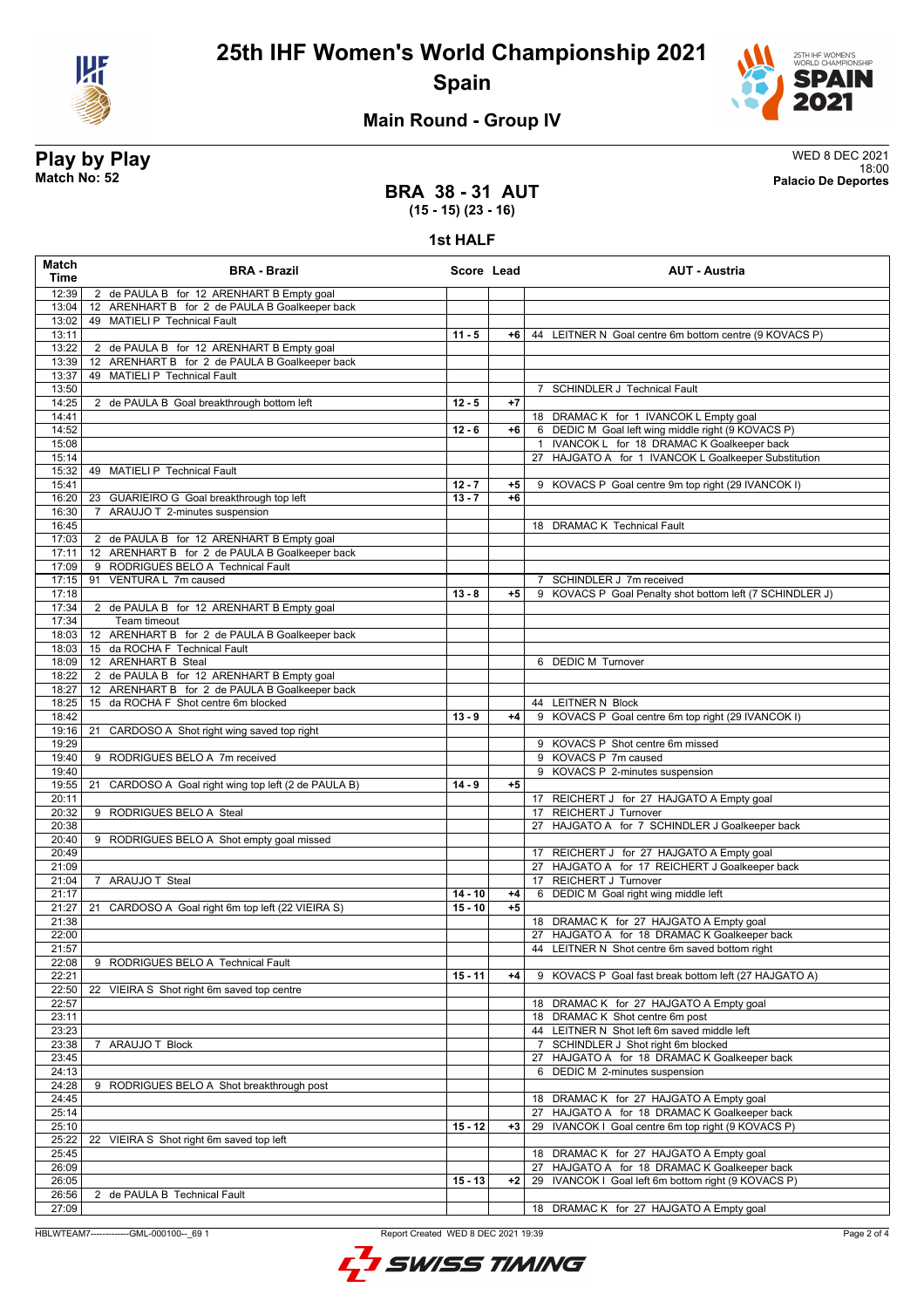# 25th IHF Women's World Championship 2021

## Spain

### Main Round - Group IV

**Play by Play**
**Match No: 52**

WED 8 DEC 2021
18:00
**Palacio De Deportes**

## BRA 38 - 31 AUT
**(15 - 15) (23 - 16)**

### 1st HALF

| Match Time | BRA - Brazil | Score | Lead | AUT - Austria |
|---|---|---|---|---|
| 12:39 | 2 de PAULA B for 12 ARENHART B Empty goal | | | |
| 13:04 | 12 ARENHART B for 2 de PAULA B Goalkeeper back | | | |
| 13:02 | 49 MATIELI P Technical Fault | | | |
| 13:11 | | 11 - 5 | +6 | 44 LEITNER N Goal centre 6m bottom centre (9 KOVACS P) |
| 13:22 | 2 de PAULA B for 12 ARENHART B Empty goal | | | |
| 13:39 | 12 ARENHART B for 2 de PAULA B Goalkeeper back | | | |
| 13:37 | 49 MATIELI P Technical Fault | | | |
| 13:50 | | | | 7 SCHINDLER J Technical Fault |
| 14:25 | 2 de PAULA B Goal breakthrough bottom left | 12 - 5 | +7 | |
| 14:41 | | | | 18 DRAMAC K for 1 IVANCOK L Empty goal |
| 14:52 | | 12 - 6 | +6 | 6 DEDIC M Goal left wing middle right (9 KOVACS P) |
| 15:08 | | | | 1 IVANCOK L for 18 DRAMAC K Goalkeeper back |
| 15:14 | | | | 27 HAJGATO A for 1 IVANCOK L Goalkeeper Substitution |
| 15:32 | 49 MATIELI P Technical Fault | | | |
| 15:41 | | 12 - 7 | +5 | 9 KOVACS P Goal centre 9m top right (29 IVANCOK I) |
| 16:20 | 23 GUARIEIRO G Goal breakthrough top left | 13 - 7 | +6 | |
| 16:30 | 7 ARAUJO T 2-minutes suspension | | | |
| 16:45 | | | | 18 DRAMAC K Technical Fault |
| 17:03 | 2 de PAULA B for 12 ARENHART B Empty goal | | | |
| 17:11 | 12 ARENHART B for 2 de PAULA B Goalkeeper back | | | |
| 17:09 | 9 RODRIGUES BELO A Technical Fault | | | |
| 17:15 | 91 VENTURA L 7m caused | | | 7 SCHINDLER J 7m received |
| 17:18 | | 13 - 8 | +5 | 9 KOVACS P Goal Penalty shot bottom left (7 SCHINDLER J) |
| 17:34 | 2 de PAULA B for 12 ARENHART B Empty goal | | | |
| 17:34 | Team timeout | | | |
| 18:03 | 12 ARENHART B for 2 de PAULA B Goalkeeper back | | | |
| 18:03 | 15 da ROCHA F Technical Fault | | | |
| 18:09 | 12 ARENHART B Steal | | | 6 DEDIC M Turnover |
| 18:22 | 2 de PAULA B for 12 ARENHART B Empty goal | | | |
| 18:27 | 12 ARENHART B for 2 de PAULA B Goalkeeper back | | | |
| 18:25 | 15 da ROCHA F Shot centre 6m blocked | | | 44 LEITNER N Block |
| 18:42 | | 13 - 9 | +4 | 9 KOVACS P Goal centre 6m top right (29 IVANCOK I) |
| 19:16 | 21 CARDOSO A Shot right wing saved top right | | | |
| 19:29 | | | | 9 KOVACS P Shot centre 6m missed |
| 19:40 | 9 RODRIGUES BELO A 7m received | | | 9 KOVACS P 7m caused |
| 19:40 | | | | 9 KOVACS P 2-minutes suspension |
| 19:55 | 21 CARDOSO A Goal right wing top left (2 de PAULA B) | 14 - 9 | +5 | |
| 20:11 | | | | 17 REICHERT J for 27 HAJGATO A Empty goal |
| 20:32 | 9 RODRIGUES BELO A Steal | | | 17 REICHERT J Turnover |
| 20:38 | | | | 27 HAJGATO A for 7 SCHINDLER J Goalkeeper back |
| 20:40 | 9 RODRIGUES BELO A Shot empty goal missed | | | |
| 20:49 | | | | 17 REICHERT J for 27 HAJGATO A Empty goal |
| 21:09 | | | | 27 HAJGATO A for 17 REICHERT J Goalkeeper back |
| 21:04 | 7 ARAUJO T Steal | | | 17 REICHERT J Turnover |
| 21:17 | | 14 - 10 | +4 | 6 DEDIC M Goal right wing middle left |
| 21:27 | 21 CARDOSO A Goal right 6m top left (22 VIEIRA S) | 15 - 10 | +5 | |
| 21:38 | | | | 18 DRAMAC K for 27 HAJGATO A Empty goal |
| 22:00 | | | | 27 HAJGATO A for 18 DRAMAC K Goalkeeper back |
| 21:57 | | | | 44 LEITNER N Shot centre 6m saved bottom right |
| 22:08 | 9 RODRIGUES BELO A Technical Fault | | | |
| 22:21 | | 15 - 11 | +4 | 9 KOVACS P Goal fast break bottom left (27 HAJGATO A) |
| 22:50 | 22 VIEIRA S Shot right 6m saved top centre | | | |
| 22:57 | | | | 18 DRAMAC K for 27 HAJGATO A Empty goal |
| 23:11 | | | | 18 DRAMAC K Shot centre 6m post |
| 23:23 | | | | 44 LEITNER N Shot left 6m saved middle left |
| 23:38 | 7 ARAUJO T Block | | | 7 SCHINDLER J Shot right 6m blocked |
| 23:45 | | | | 27 HAJGATO A for 18 DRAMAC K Goalkeeper back |
| 24:13 | | | | 6 DEDIC M 2-minutes suspension |
| 24:28 | 9 RODRIGUES BELO A Shot breakthrough post | | | |
| 24:45 | | | | 18 DRAMAC K for 27 HAJGATO A Empty goal |
| 25:14 | | | | 27 HAJGATO A for 18 DRAMAC K Goalkeeper back |
| 25:10 | | 15 - 12 | +3 | 29 IVANCOK I Goal centre 6m top right (9 KOVACS P) |
| 25:22 | 22 VIEIRA S Shot right 6m saved top left | | | |
| 25:45 | | | | 18 DRAMAC K for 27 HAJGATO A Empty goal |
| 26:09 | | | | 27 HAJGATO A for 18 DRAMAC K Goalkeeper back |
| 26:05 | | 15 - 13 | +2 | 29 IVANCOK I Goal left 6m bottom right (9 KOVACS P) |
| 26:56 | 2 de PAULA B Technical Fault | | | |
| 27:09 | | | | 18 DRAMAC K for 27 HAJGATO A Empty goal |

HBLWTEAM7-------------GML-000100--_69 1 Report Created WED 8 DEC 2021 19:39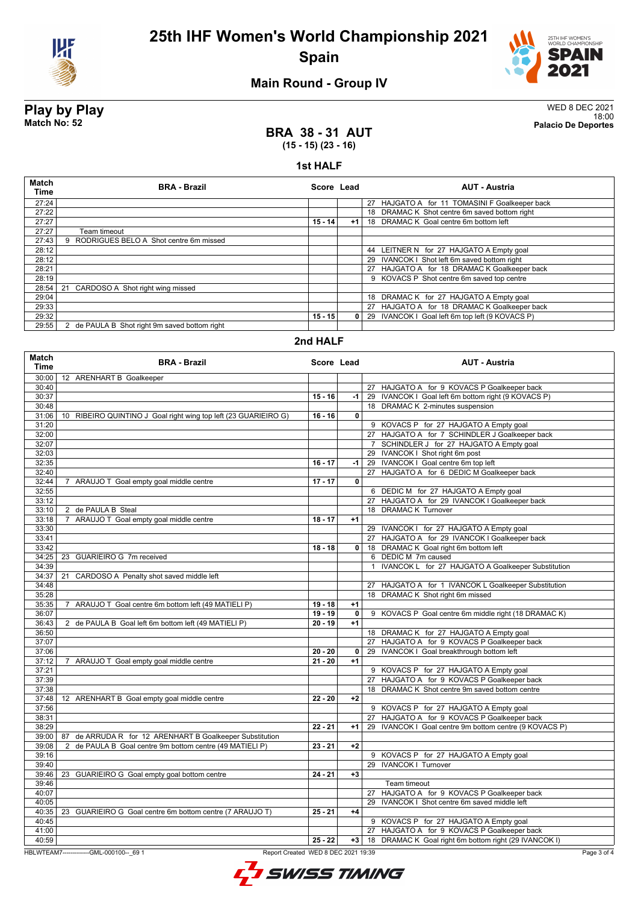# 25th IHF Women's World Championship 2021

## Spain

### Main Round - Group IV

**Play by Play**
**Match No: 52**

WED 8 DEC 2021
18:00
**Palacio De Deportes**

## BRA 38 - 31 AUT

**(15 - 15) (23 - 16)**

### 1st HALF

| Match Time | BRA - Brazil | Score | Lead | AUT - Austria |
|---|---|---|---|---|
| 27:24 | | | | 27 HAJGATO A for 11 TOMASINI F Goalkeeper back |
| 27:22 | | | | 18 DRAMAC K Shot centre 6m saved bottom right |
| 27:27 | | 15 - 14 | +1 | 18 DRAMAC K Goal centre 6m bottom left |
| 27:27 | Team timeout | | | |
| 27:43 | 9 RODRIGUES BELO A Shot centre 6m missed | | | |
| 28:12 | | | | 44 LEITNER N for 27 HAJGATO A Empty goal |
| 28:12 | | | | 29 IVANCOK I Shot left 6m saved bottom right |
| 28:21 | | | | 27 HAJGATO A for 18 DRAMAC K Goalkeeper back |
| 28:19 | | | | 9 KOVACS P Shot centre 6m saved top centre |
| 28:54 | 21 CARDOSO A Shot right wing missed | | | |
| 29:04 | | | | 18 DRAMAC K for 27 HAJGATO A Empty goal |
| 29:33 | | | | 27 HAJGATO A for 18 DRAMAC K Goalkeeper back |
| 29:32 | | 15 - 15 | 0 | 29 IVANCOK I Goal left 6m top left (9 KOVACS P) |
| 29:55 | 2 de PAULA B Shot right 9m saved bottom right | | | |

### 2nd HALF

| Match Time | BRA - Brazil | Score | Lead | AUT - Austria |
|---|---|---|---|---|
| 30:00 | 12 ARENHART B Goalkeeper | | | |
| 30:40 | | | | 27 HAJGATO A for 9 KOVACS P Goalkeeper back |
| 30:37 | | 15 - 16 | -1 | 29 IVANCOK I Goal left 6m bottom right (9 KOVACS P) |
| 30:48 | | | | 18 DRAMAC K 2-minutes suspension |
| 31:06 | 10 RIBEIRO QUINTINO J Goal right wing top left (23 GUARIEIRO G) | 16 - 16 | 0 | |
| 31:20 | | | | 9 KOVACS P for 27 HAJGATO A Empty goal |
| 32:00 | | | | 27 HAJGATO A for 7 SCHINDLER J Goalkeeper back |
| 32:07 | | | | 7 SCHINDLER J for 27 HAJGATO A Empty goal |
| 32:03 | | | | 29 IVANCOK I Shot right 6m post |
| 32:35 | | 16 - 17 | -1 | 29 IVANCOK I Goal centre 6m top left |
| 32:40 | | | | 27 HAJGATO A for 6 DEDIC M Goalkeeper back |
| 32:44 | 7 ARAUJO T Goal empty goal middle centre | 17 - 17 | 0 | |
| 32:55 | | | | 6 DEDIC M for 27 HAJGATO A Empty goal |
| 33:12 | | | | 27 HAJGATO A for 29 IVANCOK I Goalkeeper back |
| 33:10 | 2 de PAULA B Steal | | | 18 DRAMAC K Turnover |
| 33:18 | 7 ARAUJO T Goal empty goal middle centre | 18 - 17 | +1 | |
| 33:30 | | | | 29 IVANCOK I for 27 HAJGATO A Empty goal |
| 33:41 | | | | 27 HAJGATO A for 29 IVANCOK I Goalkeeper back |
| 33:42 | | 18 - 18 | 0 | 18 DRAMAC K Goal right 6m bottom left |
| 34:25 | 23 GUARIEIRO G 7m received | | | 6 DEDIC M 7m caused |
| 34:39 | | | | 1 IVANCOK L for 27 HAJGATO A Goalkeeper Substitution |
| 34:37 | 21 CARDOSO A Penalty shot saved middle left | | | |
| 34:48 | | | | 27 HAJGATO A for 1 IVANCOK L Goalkeeper Substitution |
| 35:28 | | | | 18 DRAMAC K Shot right 6m missed |
| 35:35 | 7 ARAUJO T Goal centre 6m bottom left (49 MATIELI P) | 19 - 18 | +1 | |
| 36:07 | | 19 - 19 | 0 | 9 KOVACS P Goal centre 6m middle right (18 DRAMAC K) |
| 36:43 | 2 de PAULA B Goal left 6m bottom left (49 MATIELI P) | 20 - 19 | +1 | |
| 36:50 | | | | 18 DRAMAC K for 27 HAJGATO A Empty goal |
| 37:07 | | | | 27 HAJGATO A for 9 KOVACS P Goalkeeper back |
| 37:06 | | 20 - 20 | 0 | 29 IVANCOK I Goal breakthrough bottom left |
| 37:12 | 7 ARAUJO T Goal empty goal middle centre | 21 - 20 | +1 | |
| 37:21 | | | | 9 KOVACS P for 27 HAJGATO A Empty goal |
| 37:39 | | | | 27 HAJGATO A for 9 KOVACS P Goalkeeper back |
| 37:38 | | | | 18 DRAMAC K Shot centre 9m saved bottom centre |
| 37:48 | 12 ARENHART B Goal empty goal middle centre | 22 - 20 | +2 | |
| 37:56 | | | | 9 KOVACS P for 27 HAJGATO A Empty goal |
| 38:31 | | | | 27 HAJGATO A for 9 KOVACS P Goalkeeper back |
| 38:29 | | 22 - 21 | +1 | 29 IVANCOK I Goal centre 9m bottom centre (9 KOVACS P) |
| 39:00 | 87 de ARRUDA R for 12 ARENHART B Goalkeeper Substitution | | | |
| 39:08 | 2 de PAULA B Goal centre 9m bottom centre (49 MATIELI P) | 23 - 21 | +2 | |
| 39:16 | | | | 9 KOVACS P for 27 HAJGATO A Empty goal |
| 39:40 | | | | 29 IVANCOK I Turnover |
| 39:46 | 23 GUARIEIRO G Goal empty goal bottom centre | 24 - 21 | +3 | |
| 39:46 | | | | Team timeout |
| 40:07 | | | | 27 HAJGATO A for 9 KOVACS P Goalkeeper back |
| 40:05 | | | | 29 IVANCOK I Shot centre 6m saved middle left |
| 40:35 | 23 GUARIEIRO G Goal centre 6m bottom centre (7 ARAUJO T) | 25 - 21 | +4 | |
| 40:45 | | | | 9 KOVACS P for 27 HAJGATO A Empty goal |
| 41:00 | | | | 27 HAJGATO A for 9 KOVACS P Goalkeeper back |
| 40:59 | | 25 - 22 | +3 | 18 DRAMAC K Goal right 6m bottom right (29 IVANCOK I) |

HBLWTEAM7--------------GML-000100--_69 1 Report Created WED 8 DEC 2021 19:39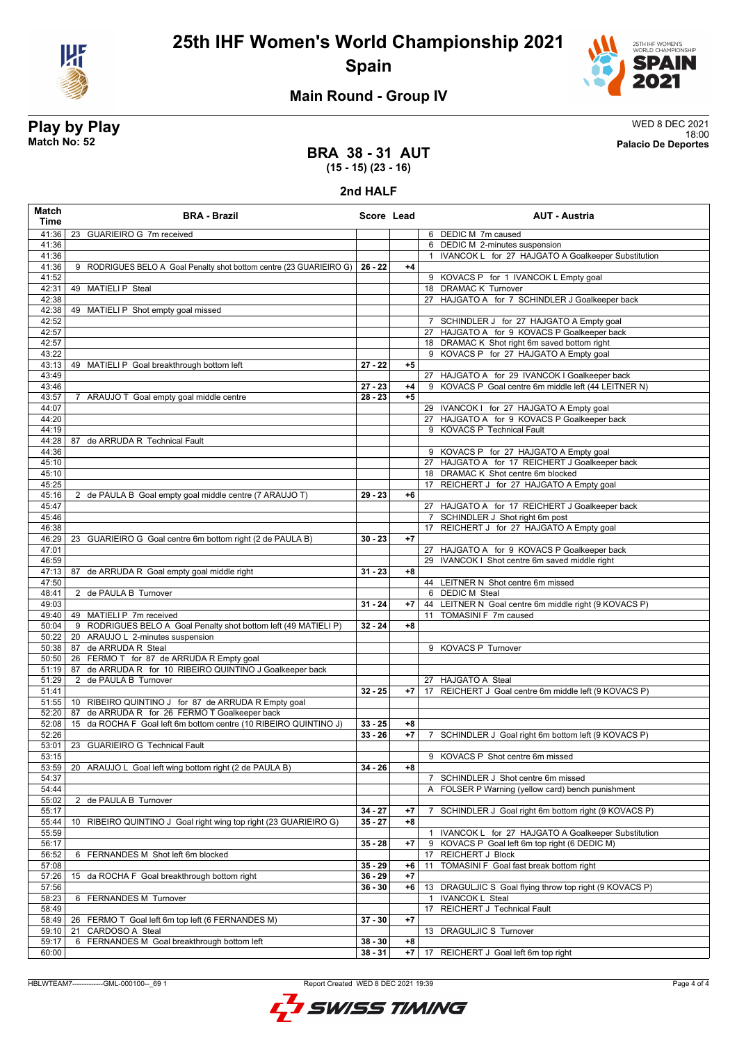# 25th IHF Women's World Championship 2021

## Spain

### Main Round - Group IV

**Play by Play**
**Match No: 52**

WED 8 DEC 2021
18:00
**Palacio De Deportes**

## BRA 38 - 31 AUT

**(15 - 15) (23 - 16)**

### 2nd HALF

| Match Time | BRA - Brazil | Score | Lead | AUT - Austria |
|---|---|---|---|---|
| 41:36 | 23 GUARIEIRO G 7m received | | | 6 DEDIC M 7m caused |
| 41:36 | | | | 6 DEDIC M 2-minutes suspension |
| 41:36 | | | | 1 IVANCOK L for 27 HAJGATO A Goalkeeper Substitution |
| 41:36 | 9 RODRIGUES BELO A Goal Penalty shot bottom centre (23 GUARIEIRO G) | 26 - 22 | +4 | |
| 41:52 | | | | 9 KOVACS P for 1 IVANCOK L Empty goal |
| 42:31 | 49 MATIELI P Steal | | | 18 DRAMAC K Turnover |
| 42:38 | | | | 27 HAJGATO A for 7 SCHINDLER J Goalkeeper back |
| 42:38 | 49 MATIELI P Shot empty goal missed | | | |
| 42:52 | | | | 7 SCHINDLER J for 27 HAJGATO A Empty goal |
| 42:57 | | | | 27 HAJGATO A for 9 KOVACS P Goalkeeper back |
| 42:57 | | | | 18 DRAMAC K Shot right 6m saved bottom right |
| 43:22 | | | | 9 KOVACS P for 27 HAJGATO A Empty goal |
| 43:13 | 49 MATIELI P Goal breakthrough bottom left | 27 - 22 | +5 | |
| 43:49 | | | | 27 HAJGATO A for 29 IVANCOK I Goalkeeper back |
| 43:46 | | 27 - 23 | +4 | 9 KOVACS P Goal centre 6m middle left (44 LEITNER N) |
| 43:57 | 7 ARAUJO T Goal empty goal middle centre | 28 - 23 | +5 | |
| 44:07 | | | | 29 IVANCOK I for 27 HAJGATO A Empty goal |
| 44:20 | | | | 27 HAJGATO A for 9 KOVACS P Goalkeeper back |
| 44:19 | | | | 9 KOVACS P Technical Fault |
| 44:28 | 87 de ARRUDA R Technical Fault | | | |
| 44:36 | | | | 9 KOVACS P for 27 HAJGATO A Empty goal |
| 45:10 | | | | 27 HAJGATO A for 17 REICHERT J Goalkeeper back |
| 45:10 | | | | 18 DRAMAC K Shot centre 6m blocked |
| 45:25 | | | | 17 REICHERT J for 27 HAJGATO A Empty goal |
| 45:16 | 2 de PAULA B Goal empty goal middle centre (7 ARAUJO T) | 29 - 23 | +6 | |
| 45:47 | | | | 27 HAJGATO A for 17 REICHERT J Goalkeeper back |
| 45:46 | | | | 7 SCHINDLER J Shot right 6m post |
| 46:38 | | | | 17 REICHERT J for 27 HAJGATO A Empty goal |
| 46:29 | 23 GUARIEIRO G Goal centre 6m bottom right (2 de PAULA B) | 30 - 23 | +7 | |
| 47:01 | | | | 27 HAJGATO A for 9 KOVACS P Goalkeeper back |
| 46:59 | | | | 29 IVANCOK I Shot centre 6m saved middle right |
| 47:13 | 87 de ARRUDA R Goal empty goal middle right | 31 - 23 | +8 | |
| 47:50 | | | | 44 LEITNER N Shot centre 6m missed |
| 48:41 | 2 de PAULA B Turnover | | | 6 DEDIC M Steal |
| 49:03 | | 31 - 24 | +7 | 44 LEITNER N Goal centre 6m middle right (9 KOVACS P) |
| 49:40 | 49 MATIELI P 7m received | | | 11 TOMASINI F 7m caused |
| 50:04 | 9 RODRIGUES BELO A Goal Penalty shot bottom left (49 MATIELI P) | 32 - 24 | +8 | |
| 50:22 | 20 ARAUJO L 2-minutes suspension | | | |
| 50:38 | 87 de ARRUDA R Steal | | | 9 KOVACS P Turnover |
| 50:50 | 26 FERMO T for 87 de ARRUDA R Empty goal | | | |
| 51:19 | 87 de ARRUDA R for 10 RIBEIRO QUINTINO J Goalkeeper back | | | |
| 51:29 | 2 de PAULA B Turnover | | | 27 HAJGATO A Steal |
| 51:41 | | 32 - 25 | +7 | 17 REICHERT J Goal centre 6m middle left (9 KOVACS P) |
| 51:55 | 10 RIBEIRO QUINTINO J for 87 de ARRUDA R Empty goal | | | |
| 52:20 | 87 de ARRUDA R for 26 FERMO T Goalkeeper back | | | |
| 52:08 | 15 da ROCHA F Goal left 6m bottom centre (10 RIBEIRO QUINTINO J) | 33 - 25 | +8 | |
| 52:26 | | 33 - 26 | +7 | 7 SCHINDLER J Goal right 6m bottom left (9 KOVACS P) |
| 53:01 | 23 GUARIEIRO G Technical Fault | | | |
| 53:15 | | | | 9 KOVACS P Shot centre 6m missed |
| 53:59 | 20 ARAUJO L Goal left wing bottom right (2 de PAULA B) | 34 - 26 | +8 | |
| 54:37 | | | | 7 SCHINDLER J Shot centre 6m missed |
| 54:44 | | | | A FOLSER P Warning (yellow card) bench punishment |
| 55:02 | 2 de PAULA B Turnover | | | |
| 55:17 | | 34 - 27 | +7 | 7 SCHINDLER J Goal right 6m bottom right (9 KOVACS P) |
| 55:44 | 10 RIBEIRO QUINTINO J Goal right wing top right (23 GUARIEIRO G) | 35 - 27 | +8 | |
| 55:59 | | | | 1 IVANCOK L for 27 HAJGATO A Goalkeeper Substitution |
| 56:17 | | 35 - 28 | +7 | 9 KOVACS P Goal left 6m top right (6 DEDIC M) |
| 56:52 | 6 FERNANDES M Shot left 6m blocked | | | 17 REICHERT J Block |
| 57:08 | | 35 - 29 | +6 | 11 TOMASINI F Goal fast break bottom right |
| 57:26 | 15 da ROCHA F Goal breakthrough bottom right | 36 - 29 | +7 | |
| 57:56 | | 36 - 30 | +6 | 13 DRAGULJIC S Goal flying throw top right (9 KOVACS P) |
| 58:23 | 6 FERNANDES M Turnover | | | 1 IVANCOK L Steal |
| 58:49 | | | | 17 REICHERT J Technical Fault |
| 58:49 | 26 FERMO T Goal left 6m top left (6 FERNANDES M) | 37 - 30 | +7 | |
| 59:10 | 21 CARDOSO A Steal | | | 13 DRAGULJIC S Turnover |
| 59:17 | 6 FERNANDES M Goal breakthrough bottom left | 38 - 30 | +8 | |
| 60:00 | | 38 - 31 | +7 | 17 REICHERT J Goal left 6m top right |

HBLWTEAM7-------------GML-000100--_69 1 Report Created WED 8 DEC 2021 19:39